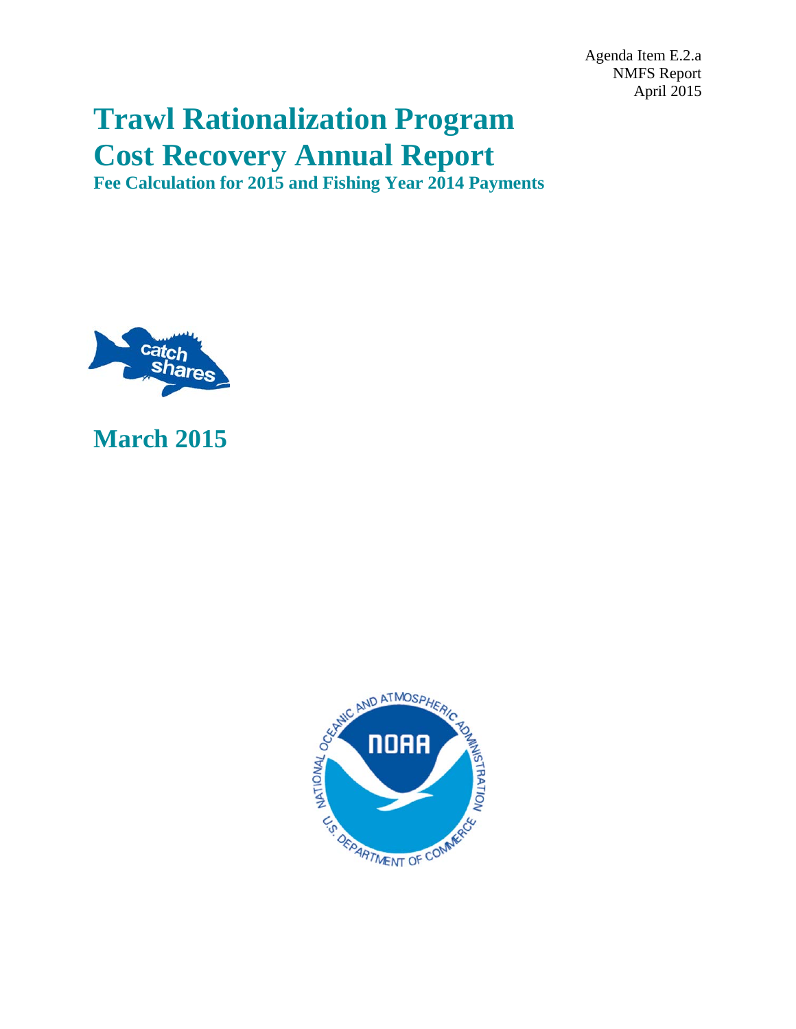Agenda Item E.2.a
NMFS Report
April 2015

# Trawl Rationalization Program Cost Recovery Annual Report

## Fee Calculation for 2015 and Fishing Year 2014 Payments

## March 2015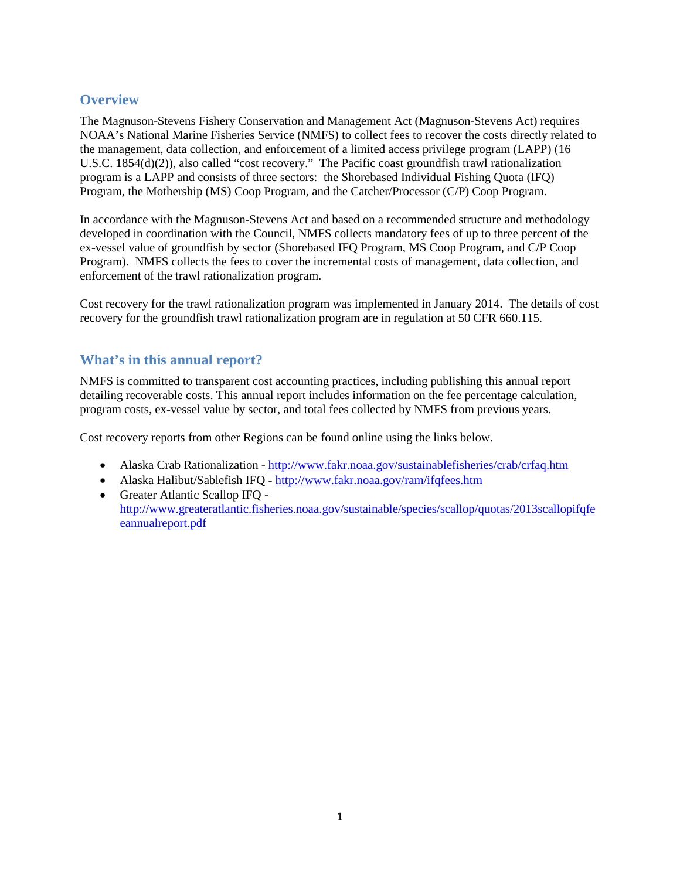## Overview

The Magnuson-Stevens Fishery Conservation and Management Act (Magnuson-Stevens Act) requires NOAA's National Marine Fisheries Service (NMFS) to collect fees to recover the costs directly related to the management, data collection, and enforcement of a limited access privilege program (LAPP) (16 U.S.C. 1854(d)(2)), also called "cost recovery." The Pacific coast groundfish trawl rationalization program is a LAPP and consists of three sectors: the Shorebased Individual Fishing Quota (IFQ) Program, the Mothership (MS) Coop Program, and the Catcher/Processor (C/P) Coop Program.

In accordance with the Magnuson-Stevens Act and based on a recommended structure and methodology developed in coordination with the Council, NMFS collects mandatory fees of up to three percent of the ex-vessel value of groundfish by sector (Shorebased IFQ Program, MS Coop Program, and C/P Coop Program). NMFS collects the fees to cover the incremental costs of management, data collection, and enforcement of the trawl rationalization program.

Cost recovery for the trawl rationalization program was implemented in January 2014. The details of cost recovery for the groundfish trawl rationalization program are in regulation at 50 CFR 660.115.

## What's in this annual report?

NMFS is committed to transparent cost accounting practices, including publishing this annual report detailing recoverable costs. This annual report includes information on the fee percentage calculation, program costs, ex-vessel value by sector, and total fees collected by NMFS from previous years.

Cost recovery reports from other Regions can be found online using the links below.

- Alaska Crab Rationalization - http://www.fakr.noaa.gov/sustainablefisheries/crab/crfaq.htm
- Alaska Halibut/Sablefish IFQ - http://www.fakr.noaa.gov/ram/ifqfees.htm
- Greater Atlantic Scallop IFQ - http://www.greateratlantic.fisheries.noaa.gov/sustainable/species/scallop/quotas/2013scallopifqfeeannualreport.pdf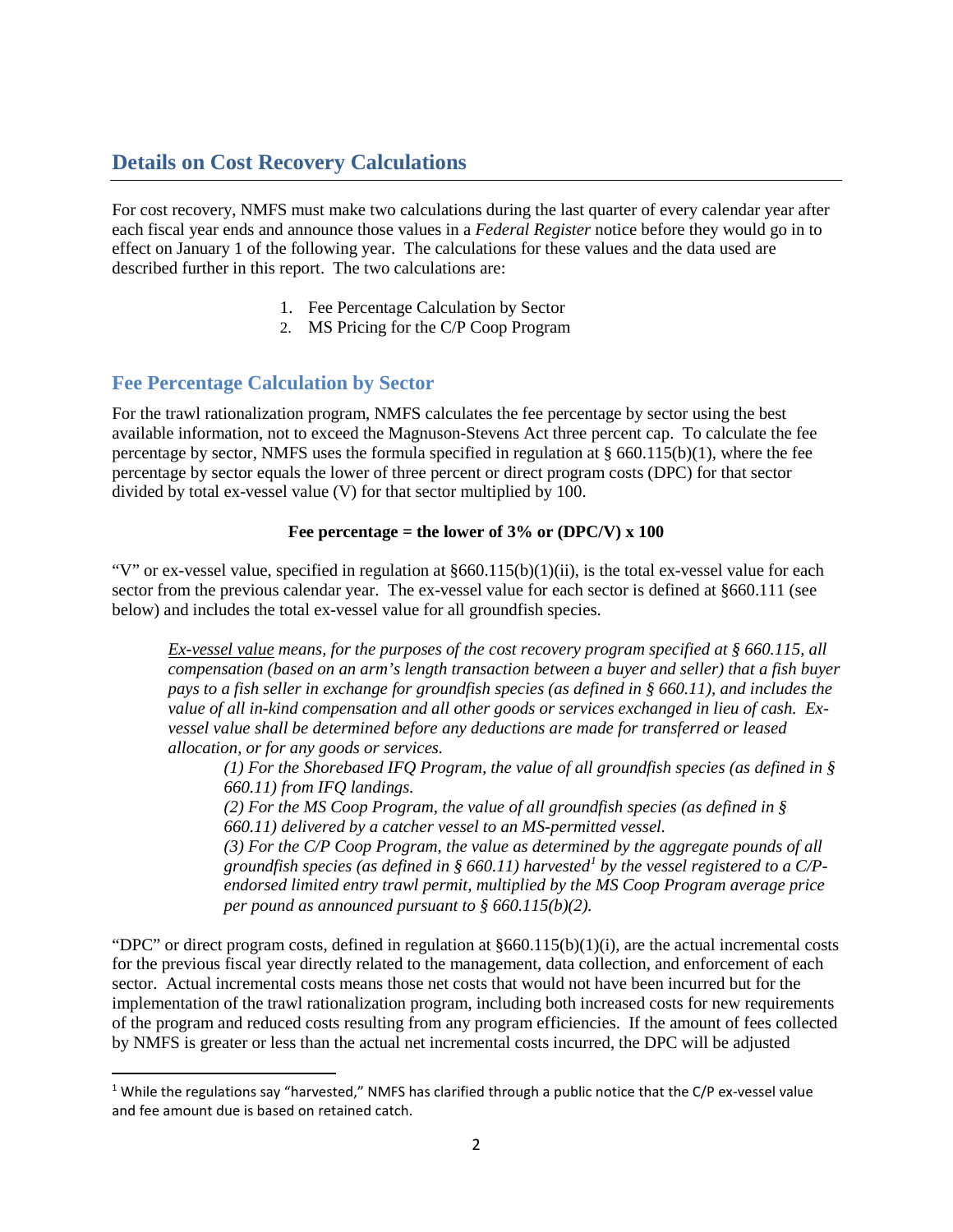## Details on Cost Recovery Calculations

For cost recovery, NMFS must make two calculations during the last quarter of every calendar year after each fiscal year ends and announce those values in a *Federal Register* notice before they would go in to effect on January 1 of the following year. The calculations for these values and the data used are described further in this report. The two calculations are:

1. Fee Percentage Calculation by Sector
2. MS Pricing for the C/P Coop Program

### Fee Percentage Calculation by Sector

For the trawl rationalization program, NMFS calculates the fee percentage by sector using the best available information, not to exceed the Magnuson-Stevens Act three percent cap. To calculate the fee percentage by sector, NMFS uses the formula specified in regulation at § 660.115(b)(1), where the fee percentage by sector equals the lower of three percent or direct program costs (DPC) for that sector divided by total ex-vessel value (V) for that sector multiplied by 100.

**Fee percentage = the lower of 3% or (DPC/V) x 100**

"V" or ex-vessel value, specified in regulation at §660.115(b)(1)(ii), is the total ex-vessel value for each sector from the previous calendar year. The ex-vessel value for each sector is defined at §660.111 (see below) and includes the total ex-vessel value for all groundfish species.

> *__Ex-vessel value__ means, for the purposes of the cost recovery program specified at § 660.115, all compensation (based on an arm's length transaction between a buyer and seller) that a fish buyer pays to a fish seller in exchange for groundfish species (as defined in § 660.11), and includes the value of all in-kind compensation and all other goods or services exchanged in lieu of cash. Ex-vessel value shall be determined before any deductions are made for transferred or leased allocation, or for any goods or services.*
>
> > *(1) For the Shorebased IFQ Program, the value of all groundfish species (as defined in § 660.11) from IFQ landings.*
> >
> > *(2) For the MS Coop Program, the value of all groundfish species (as defined in § 660.11) delivered by a catcher vessel to an MS-permitted vessel.*
> >
> > *(3) For the C/P Coop Program, the value as determined by the aggregate pounds of all groundfish species (as defined in § 660.11) harvested*[1] *by the vessel registered to a C/P-endorsed limited entry trawl permit, multiplied by the MS Coop Program average price per pound as announced pursuant to § 660.115(b)(2).*

"DPC" or direct program costs, defined in regulation at §660.115(b)(1)(i), are the actual incremental costs for the previous fiscal year directly related to the management, data collection, and enforcement of each sector. Actual incremental costs means those net costs that would not have been incurred but for the implementation of the trawl rationalization program, including both increased costs for new requirements of the program and reduced costs resulting from any program efficiencies. If the amount of fees collected by NMFS is greater or less than the actual net incremental costs incurred, the DPC will be adjusted

[1] While the regulations say "harvested," NMFS has clarified through a public notice that the C/P ex-vessel value and fee amount due is based on retained catch.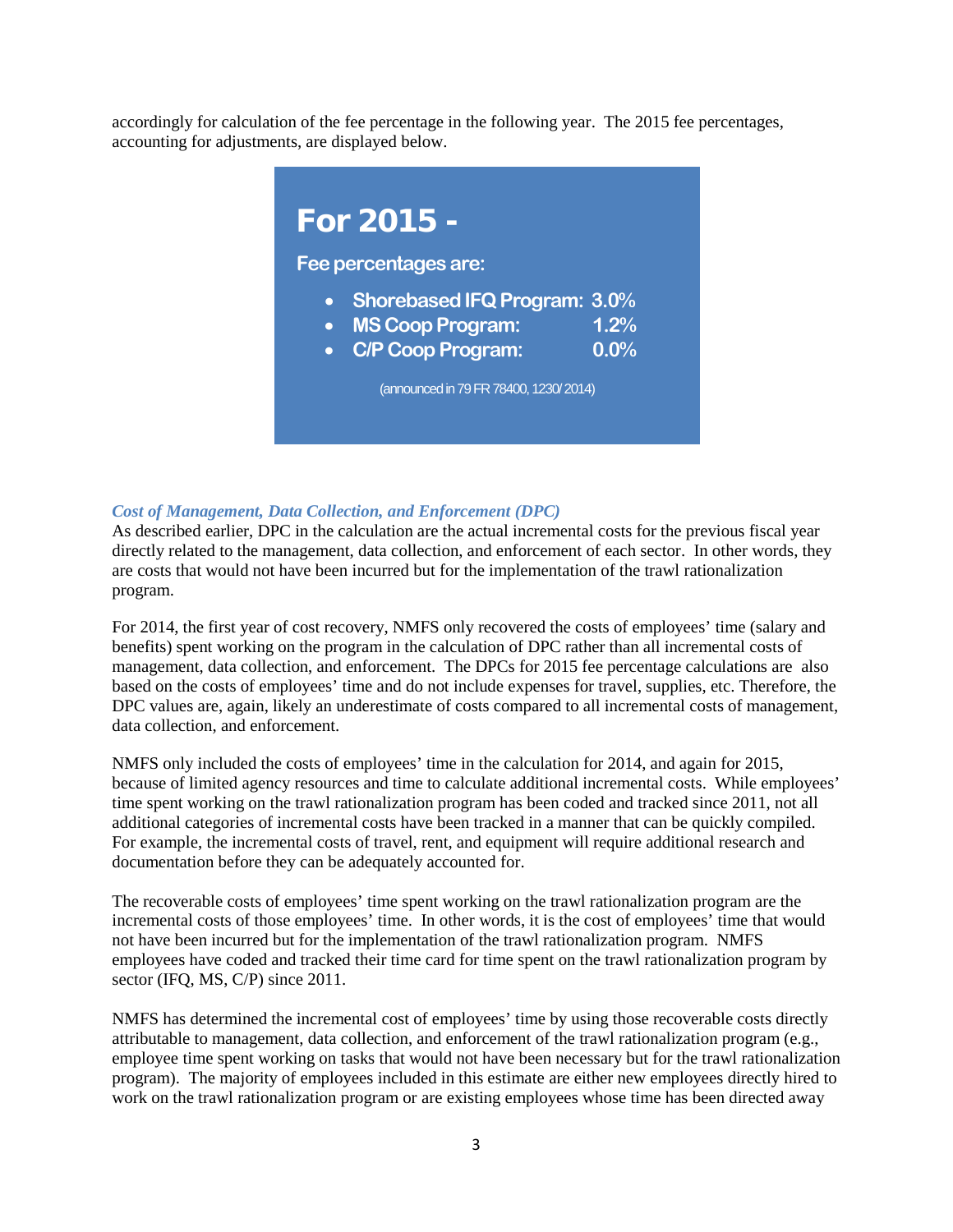accordingly for calculation of the fee percentage in the following year. The 2015 fee percentages, accounting for adjustments, are displayed below.

**For 2015 -**

**Fee percentages are:**

- **Shorebased IFQ Program: 3.0%**
- **MS Coop Program: 1.2%**
- **C/P Coop Program: 0.0%**

(announced in 79 FR 78400, 1230/2014)

### *Cost of Management, Data Collection, and Enforcement (DPC)*

As described earlier, DPC in the calculation are the actual incremental costs for the previous fiscal year directly related to the management, data collection, and enforcement of each sector. In other words, they are costs that would not have been incurred but for the implementation of the trawl rationalization program.

For 2014, the first year of cost recovery, NMFS only recovered the costs of employees' time (salary and benefits) spent working on the program in the calculation of DPC rather than all incremental costs of management, data collection, and enforcement. The DPCs for 2015 fee percentage calculations are also based on the costs of employees' time and do not include expenses for travel, supplies, etc. Therefore, the DPC values are, again, likely an underestimate of costs compared to all incremental costs of management, data collection, and enforcement.

NMFS only included the costs of employees' time in the calculation for 2014, and again for 2015, because of limited agency resources and time to calculate additional incremental costs. While employees' time spent working on the trawl rationalization program has been coded and tracked since 2011, not all additional categories of incremental costs have been tracked in a manner that can be quickly compiled. For example, the incremental costs of travel, rent, and equipment will require additional research and documentation before they can be adequately accounted for.

The recoverable costs of employees' time spent working on the trawl rationalization program are the incremental costs of those employees' time. In other words, it is the cost of employees' time that would not have been incurred but for the implementation of the trawl rationalization program. NMFS employees have coded and tracked their time card for time spent on the trawl rationalization program by sector (IFQ, MS, C/P) since 2011.

NMFS has determined the incremental cost of employees' time by using those recoverable costs directly attributable to management, data collection, and enforcement of the trawl rationalization program (e.g., employee time spent working on tasks that would not have been necessary but for the trawl rationalization program). The majority of employees included in this estimate are either new employees directly hired to work on the trawl rationalization program or are existing employees whose time has been directed away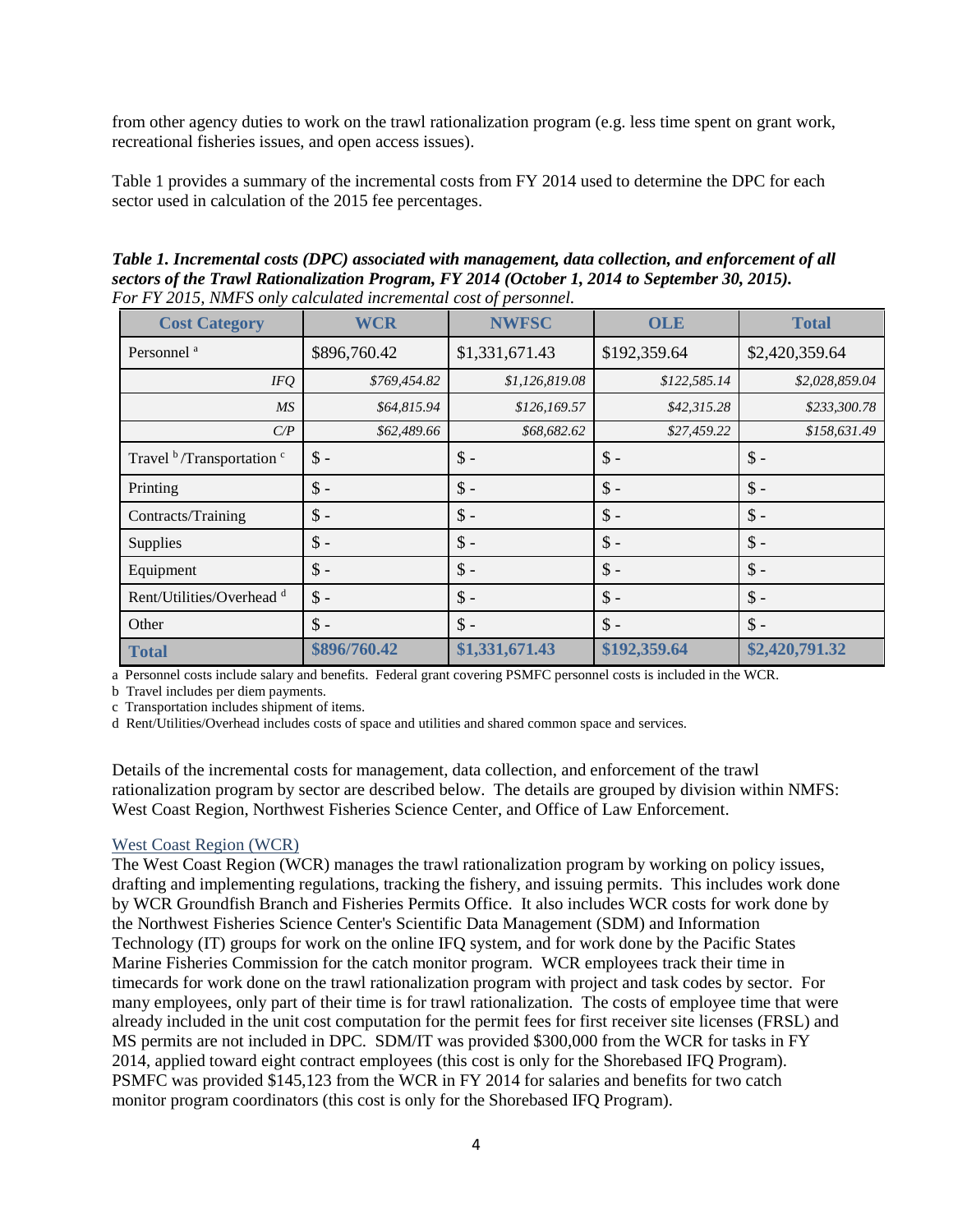from other agency duties to work on the trawl rationalization program (e.g. less time spent on grant work, recreational fisheries issues, and open access issues).

Table 1 provides a summary of the incremental costs from FY 2014 used to determine the DPC for each sector used in calculation of the 2015 fee percentages.

***Table 1. Incremental costs (DPC) associated with management, data collection, and enforcement of all sectors of the Trawl Rationalization Program, FY 2014 (October 1, 2014 to September 30, 2015).*** *For FY 2015, NMFS only calculated incremental cost of personnel.*

| Cost Category | WCR | NWFSC | OLE | Total |
|---|---|---|---|---|
| Personnel [a] | $896,760.42 | $1,331,671.43 | $192,359.64 | $2,420,359.64 |
| *IFQ* | *$769,454.82* | *$1,126,819.08* | *$122,585.14* | *$2,028,859.04* |
| *MS* | *$64,815.94* | *$126,169.57* | *$42,315.28* | *$233,300.78* |
| *C/P* | *$62,489.66* | *$68,682.62* | *$27,459.22* | *$158,631.49* |
| Travel [b] /Transportation [c] | $ - | $ - | $ - | $ - |
| Printing | $ - | $ - | $ - | $ - |
| Contracts/Training | $ - | $ - | $ - | $ - |
| Supplies | $ - | $ - | $ - | $ - |
| Equipment | $ - | $ - | $ - | $ - |
| Rent/Utilities/Overhead [d] | $ - | $ - | $ - | $ - |
| Other | $ - | $ - | $ - | $ - |
| **Total** | **$896/760.42** | **$1,331,671.43** | **$192,359.64** | **$2,420,791.32** |

a Personnel costs include salary and benefits. Federal grant covering PSMFC personnel costs is included in the WCR.

b Travel includes per diem payments.

c Transportation includes shipment of items.

d Rent/Utilities/Overhead includes costs of space and utilities and shared common space and services.

Details of the incremental costs for management, data collection, and enforcement of the trawl rationalization program by sector are described below. The details are grouped by division within NMFS: West Coast Region, Northwest Fisheries Science Center, and Office of Law Enforcement.

### West Coast Region (WCR)

The West Coast Region (WCR) manages the trawl rationalization program by working on policy issues, drafting and implementing regulations, tracking the fishery, and issuing permits. This includes work done by WCR Groundfish Branch and Fisheries Permits Office. It also includes WCR costs for work done by the Northwest Fisheries Science Center's Scientific Data Management (SDM) and Information Technology (IT) groups for work on the online IFQ system, and for work done by the Pacific States Marine Fisheries Commission for the catch monitor program. WCR employees track their time in timecards for work done on the trawl rationalization program with project and task codes by sector. For many employees, only part of their time is for trawl rationalization. The costs of employee time that were already included in the unit cost computation for the permit fees for first receiver site licenses (FRSL) and MS permits are not included in DPC. SDM/IT was provided $300,000 from the WCR for tasks in FY 2014, applied toward eight contract employees (this cost is only for the Shorebased IFQ Program). PSMFC was provided $145,123 from the WCR in FY 2014 for salaries and benefits for two catch monitor program coordinators (this cost is only for the Shorebased IFQ Program).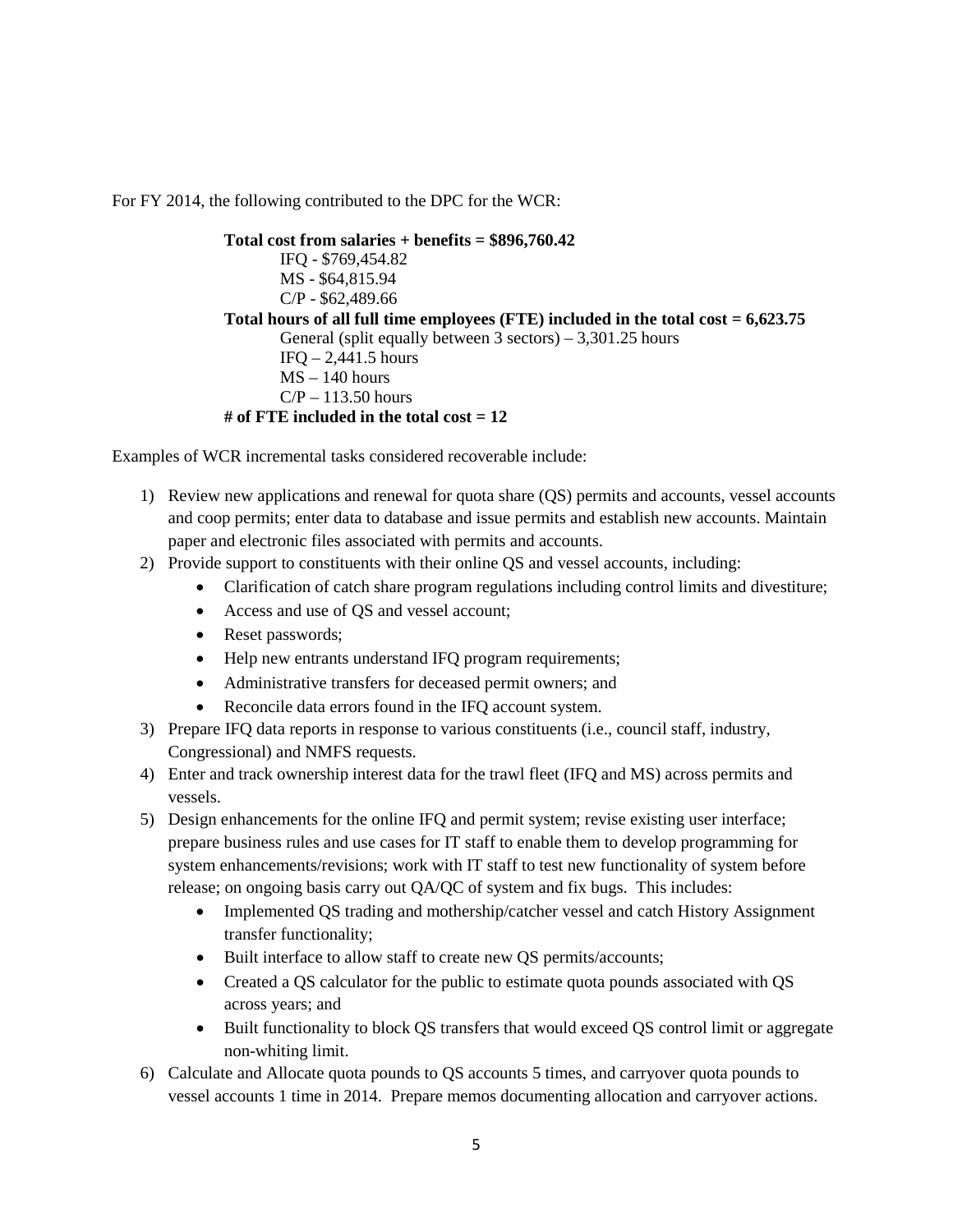For FY 2014, the following contributed to the DPC for the WCR:

**Total cost from salaries + benefits = $896,760.42**

IFQ - $769,454.82

MS - $64,815.94

C/P - $62,489.66

**Total hours of all full time employees (FTE) included in the total cost = 6,623.75**

General (split equally between 3 sectors) – 3,301.25 hours

IFQ – 2,441.5 hours

MS – 140 hours

C/P – 113.50 hours

**# of FTE included in the total cost = 12**

Examples of WCR incremental tasks considered recoverable include:

1) Review new applications and renewal for quota share (QS) permits and accounts, vessel accounts and coop permits; enter data to database and issue permits and establish new accounts. Maintain paper and electronic files associated with permits and accounts.
2) Provide support to constituents with their online QS and vessel accounts, including:
   - Clarification of catch share program regulations including control limits and divestiture;
   - Access and use of QS and vessel account;
   - Reset passwords;
   - Help new entrants understand IFQ program requirements;
   - Administrative transfers for deceased permit owners; and
   - Reconcile data errors found in the IFQ account system.
3) Prepare IFQ data reports in response to various constituents (i.e., council staff, industry, Congressional) and NMFS requests.
4) Enter and track ownership interest data for the trawl fleet (IFQ and MS) across permits and vessels.
5) Design enhancements for the online IFQ and permit system; revise existing user interface; prepare business rules and use cases for IT staff to enable them to develop programming for system enhancements/revisions; work with IT staff to test new functionality of system before release; on ongoing basis carry out QA/QC of system and fix bugs. This includes:
   - Implemented QS trading and mothership/catcher vessel and catch History Assignment transfer functionality;
   - Built interface to allow staff to create new QS permits/accounts;
   - Created a QS calculator for the public to estimate quota pounds associated with QS across years; and
   - Built functionality to block QS transfers that would exceed QS control limit or aggregate non-whiting limit.
6) Calculate and Allocate quota pounds to QS accounts 5 times, and carryover quota pounds to vessel accounts 1 time in 2014. Prepare memos documenting allocation and carryover actions.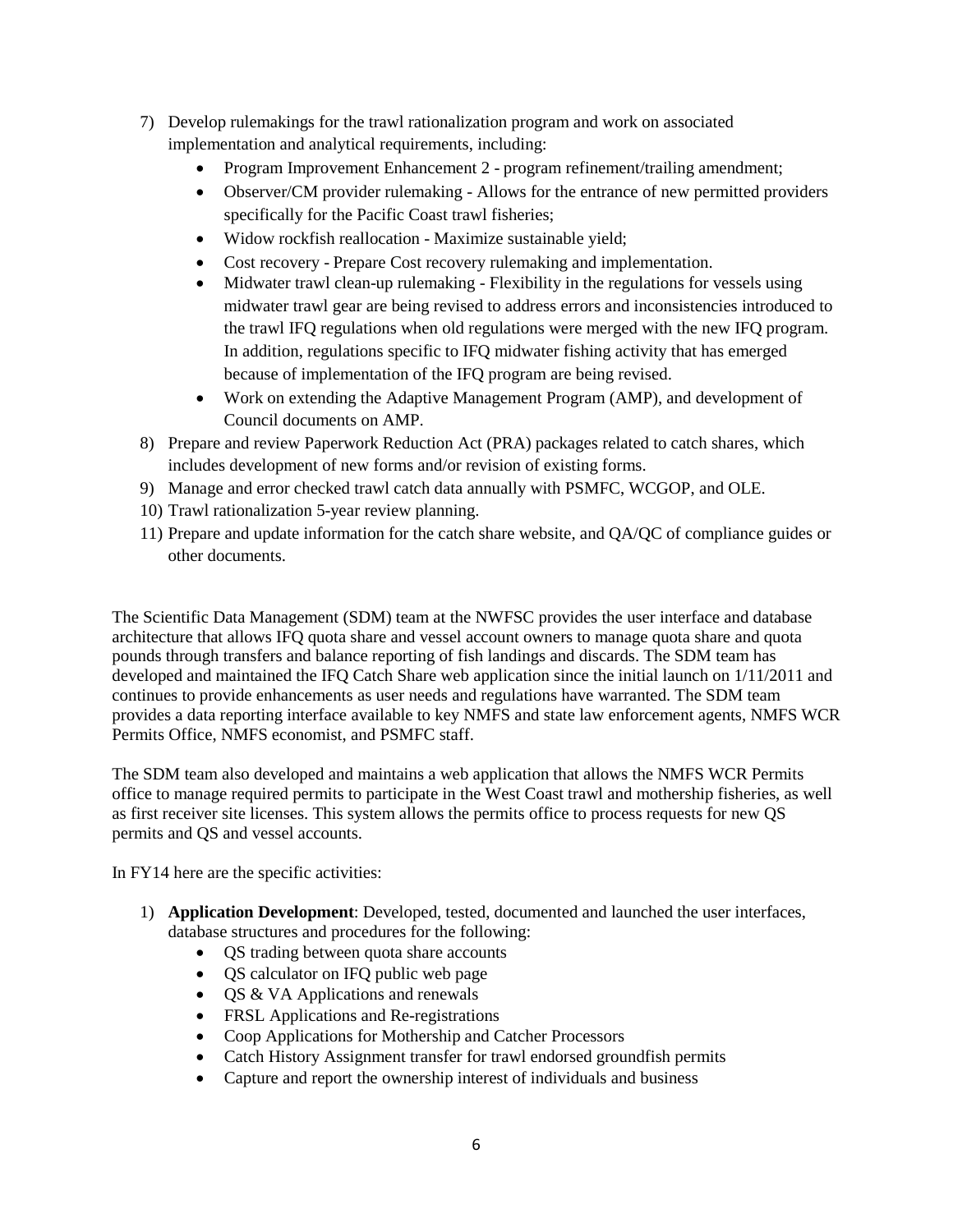7) Develop rulemakings for the trawl rationalization program and work on associated implementation and analytical requirements, including:
   - Program Improvement Enhancement 2 - program refinement/trailing amendment;
   - Observer/CM provider rulemaking - Allows for the entrance of new permitted providers specifically for the Pacific Coast trawl fisheries;
   - Widow rockfish reallocation - Maximize sustainable yield;
   - Cost recovery - Prepare Cost recovery rulemaking and implementation.
   - Midwater trawl clean-up rulemaking - Flexibility in the regulations for vessels using midwater trawl gear are being revised to address errors and inconsistencies introduced to the trawl IFQ regulations when old regulations were merged with the new IFQ program. In addition, regulations specific to IFQ midwater fishing activity that has emerged because of implementation of the IFQ program are being revised.
   - Work on extending the Adaptive Management Program (AMP), and development of Council documents on AMP.
8) Prepare and review Paperwork Reduction Act (PRA) packages related to catch shares, which includes development of new forms and/or revision of existing forms.
9) Manage and error checked trawl catch data annually with PSMFC, WCGOP, and OLE.
10) Trawl rationalization 5-year review planning.
11) Prepare and update information for the catch share website, and QA/QC of compliance guides or other documents.

The Scientific Data Management (SDM) team at the NWFSC provides the user interface and database architecture that allows IFQ quota share and vessel account owners to manage quota share and quota pounds through transfers and balance reporting of fish landings and discards. The SDM team has developed and maintained the IFQ Catch Share web application since the initial launch on 1/11/2011 and continues to provide enhancements as user needs and regulations have warranted. The SDM team provides a data reporting interface available to key NMFS and state law enforcement agents, NMFS WCR Permits Office, NMFS economist, and PSMFC staff.

The SDM team also developed and maintains a web application that allows the NMFS WCR Permits office to manage required permits to participate in the West Coast trawl and mothership fisheries, as well as first receiver site licenses. This system allows the permits office to process requests for new QS permits and QS and vessel accounts.

In FY14 here are the specific activities:

1) **Application Development**: Developed, tested, documented and launched the user interfaces, database structures and procedures for the following:
   - QS trading between quota share accounts
   - QS calculator on IFQ public web page
   - QS & VA Applications and renewals
   - FRSL Applications and Re-registrations
   - Coop Applications for Mothership and Catcher Processors
   - Catch History Assignment transfer for trawl endorsed groundfish permits
   - Capture and report the ownership interest of individuals and business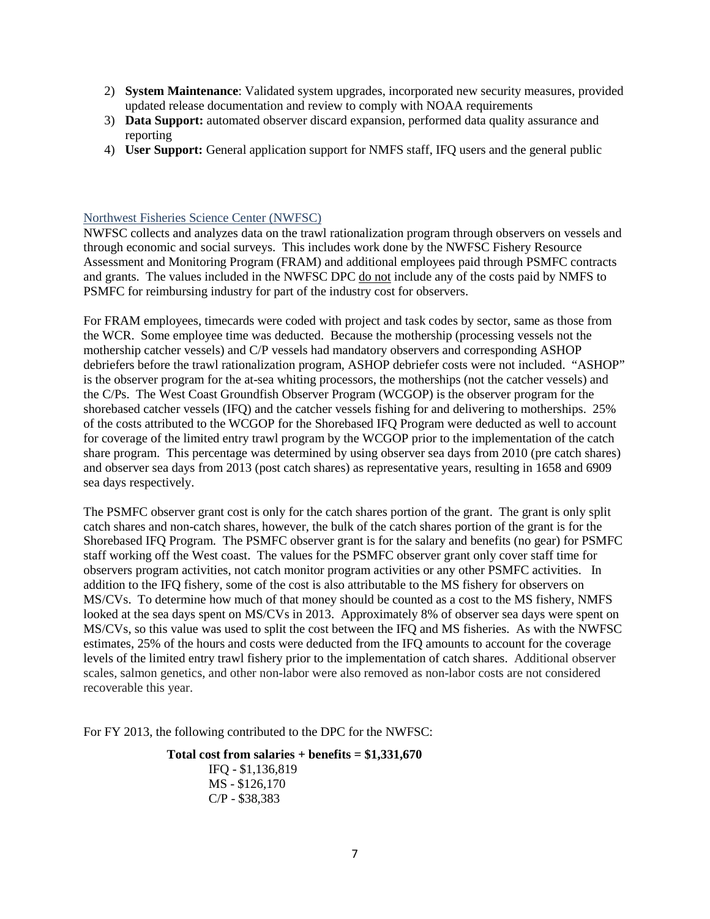2) **System Maintenance**: Validated system upgrades, incorporated new security measures, provided updated release documentation and review to comply with NOAA requirements
3) **Data Support:** automated observer discard expansion, performed data quality assurance and reporting
4) **User Support:** General application support for NMFS staff, IFQ users and the general public

### Northwest Fisheries Science Center (NWFSC)

NWFSC collects and analyzes data on the trawl rationalization program through observers on vessels and through economic and social surveys. This includes work done by the NWFSC Fishery Resource Assessment and Monitoring Program (FRAM) and additional employees paid through PSMFC contracts and grants. The values included in the NWFSC DPC do not include any of the costs paid by NMFS to PSMFC for reimbursing industry for part of the industry cost for observers.

For FRAM employees, timecards were coded with project and task codes by sector, same as those from the WCR. Some employee time was deducted. Because the mothership (processing vessels not the mothership catcher vessels) and C/P vessels had mandatory observers and corresponding ASHOP debriefers before the trawl rationalization program, ASHOP debriefer costs were not included. "ASHOP" is the observer program for the at-sea whiting processors, the motherships (not the catcher vessels) and the C/Ps. The West Coast Groundfish Observer Program (WCGOP) is the observer program for the shorebased catcher vessels (IFQ) and the catcher vessels fishing for and delivering to motherships. 25% of the costs attributed to the WCGOP for the Shorebased IFQ Program were deducted as well to account for coverage of the limited entry trawl program by the WCGOP prior to the implementation of the catch share program. This percentage was determined by using observer sea days from 2010 (pre catch shares) and observer sea days from 2013 (post catch shares) as representative years, resulting in 1658 and 6909 sea days respectively.

The PSMFC observer grant cost is only for the catch shares portion of the grant. The grant is only split catch shares and non-catch shares, however, the bulk of the catch shares portion of the grant is for the Shorebased IFQ Program. The PSMFC observer grant is for the salary and benefits (no gear) for PSMFC staff working off the West coast. The values for the PSMFC observer grant only cover staff time for observers program activities, not catch monitor program activities or any other PSMFC activities. In addition to the IFQ fishery, some of the cost is also attributable to the MS fishery for observers on MS/CVs. To determine how much of that money should be counted as a cost to the MS fishery, NMFS looked at the sea days spent on MS/CVs in 2013. Approximately 8% of observer sea days were spent on MS/CVs, so this value was used to split the cost between the IFQ and MS fisheries. As with the NWFSC estimates, 25% of the hours and costs were deducted from the IFQ amounts to account for the coverage levels of the limited entry trawl fishery prior to the implementation of catch shares. Additional observer scales, salmon genetics, and other non-labor were also removed as non-labor costs are not considered recoverable this year.

For FY 2013, the following contributed to the DPC for the NWFSC:

**Total cost from salaries + benefits = $1,331,670**

IFQ - $1,136,819
MS - $126,170
C/P - $38,383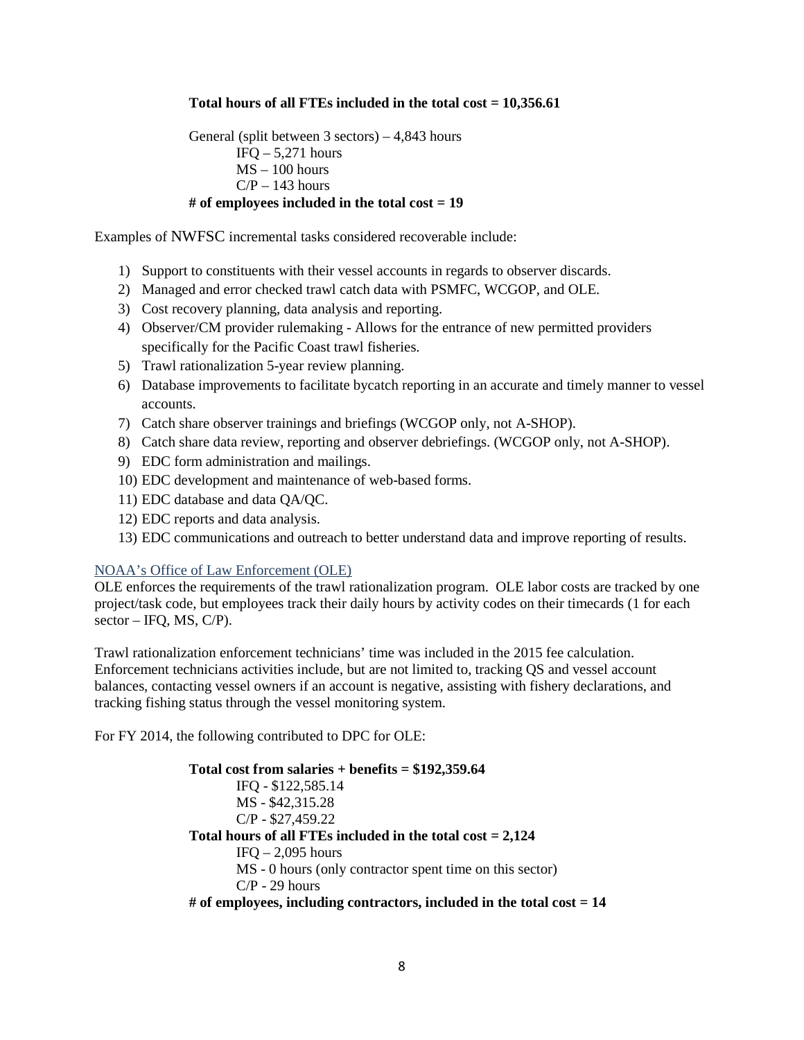**Total hours of all FTEs included in the total cost = 10,356.61**

General (split between 3 sectors) – 4,843 hours
- IFQ – 5,271 hours
- MS – 100 hours
- C/P – 143 hours

**# of employees included in the total cost = 19**

Examples of NWFSC incremental tasks considered recoverable include:

1) Support to constituents with their vessel accounts in regards to observer discards.
2) Managed and error checked trawl catch data with PSMFC, WCGOP, and OLE.
3) Cost recovery planning, data analysis and reporting.
4) Observer/CM provider rulemaking - Allows for the entrance of new permitted providers specifically for the Pacific Coast trawl fisheries.
5) Trawl rationalization 5-year review planning.
6) Database improvements to facilitate bycatch reporting in an accurate and timely manner to vessel accounts.
7) Catch share observer trainings and briefings (WCGOP only, not A-SHOP).
8) Catch share data review, reporting and observer debriefings. (WCGOP only, not A-SHOP).
9) EDC form administration and mailings.
10) EDC development and maintenance of web-based forms.
11) EDC database and data QA/QC.
12) EDC reports and data analysis.
13) EDC communications and outreach to better understand data and improve reporting of results.

### NOAA's Office of Law Enforcement (OLE)

OLE enforces the requirements of the trawl rationalization program. OLE labor costs are tracked by one project/task code, but employees track their daily hours by activity codes on their timecards (1 for each sector – IFQ, MS, C/P).

Trawl rationalization enforcement technicians' time was included in the 2015 fee calculation. Enforcement technicians activities include, but are not limited to, tracking QS and vessel account balances, contacting vessel owners if an account is negative, assisting with fishery declarations, and tracking fishing status through the vessel monitoring system.

For FY 2014, the following contributed to DPC for OLE:

**Total cost from salaries + benefits = $192,359.64**
- IFQ - $122,585.14
- MS - $42,315.28
- C/P - $27,459.22

**Total hours of all FTEs included in the total cost = 2,124**
- IFQ – 2,095 hours
- MS - 0 hours (only contractor spent time on this sector)
- C/P - 29 hours

**# of employees, including contractors, included in the total cost = 14**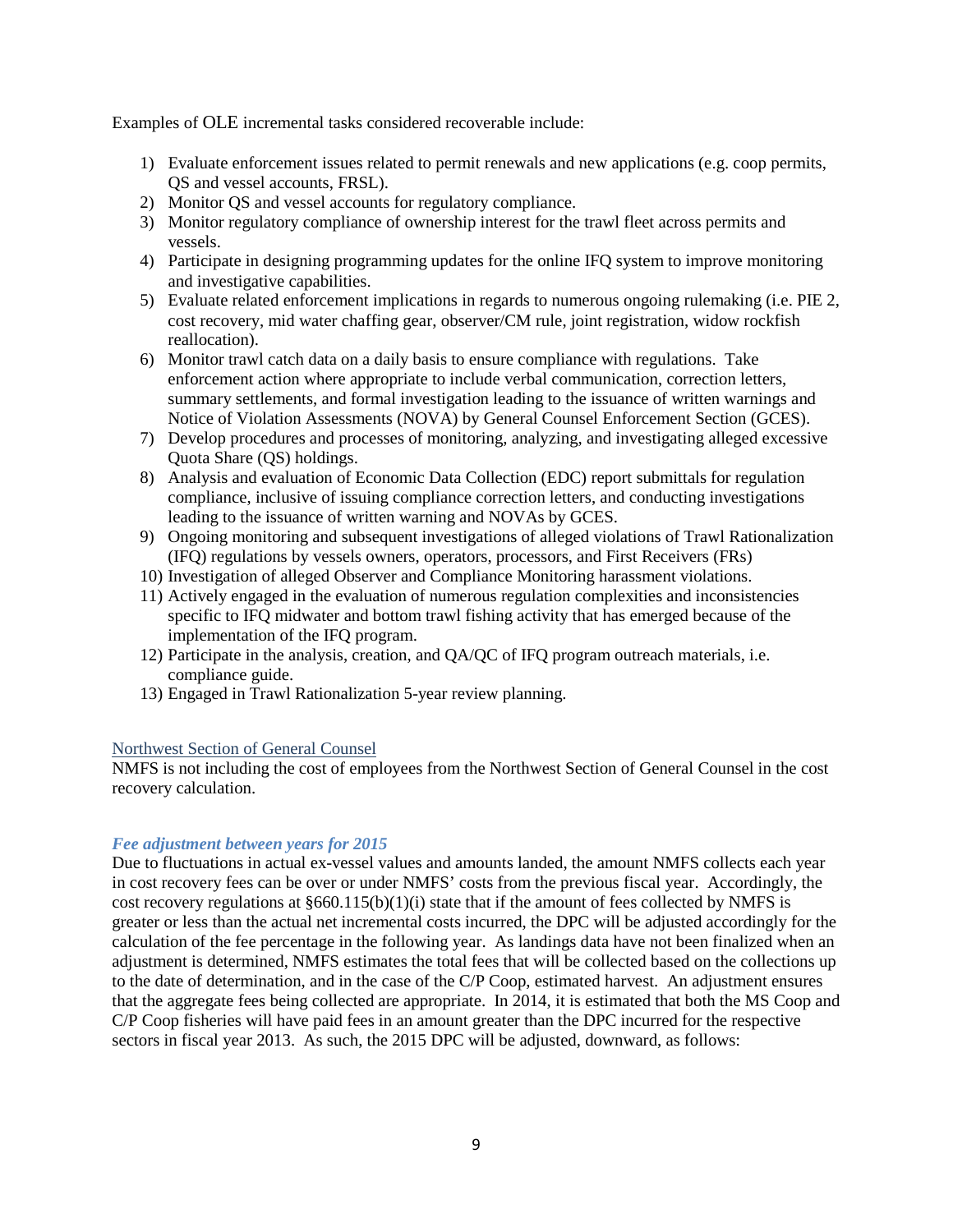Examples of OLE incremental tasks considered recoverable include:

1) Evaluate enforcement issues related to permit renewals and new applications (e.g. coop permits, QS and vessel accounts, FRSL).
2) Monitor QS and vessel accounts for regulatory compliance.
3) Monitor regulatory compliance of ownership interest for the trawl fleet across permits and vessels.
4) Participate in designing programming updates for the online IFQ system to improve monitoring and investigative capabilities.
5) Evaluate related enforcement implications in regards to numerous ongoing rulemaking (i.e. PIE 2, cost recovery, mid water chaffing gear, observer/CM rule, joint registration, widow rockfish reallocation).
6) Monitor trawl catch data on a daily basis to ensure compliance with regulations. Take enforcement action where appropriate to include verbal communication, correction letters, summary settlements, and formal investigation leading to the issuance of written warnings and Notice of Violation Assessments (NOVA) by General Counsel Enforcement Section (GCES).
7) Develop procedures and processes of monitoring, analyzing, and investigating alleged excessive Quota Share (QS) holdings.
8) Analysis and evaluation of Economic Data Collection (EDC) report submittals for regulation compliance, inclusive of issuing compliance correction letters, and conducting investigations leading to the issuance of written warning and NOVAs by GCES.
9) Ongoing monitoring and subsequent investigations of alleged violations of Trawl Rationalization (IFQ) regulations by vessels owners, operators, processors, and First Receivers (FRs)
10) Investigation of alleged Observer and Compliance Monitoring harassment violations.
11) Actively engaged in the evaluation of numerous regulation complexities and inconsistencies specific to IFQ midwater and bottom trawl fishing activity that has emerged because of the implementation of the IFQ program.
12) Participate in the analysis, creation, and QA/QC of IFQ program outreach materials, i.e. compliance guide.
13) Engaged in Trawl Rationalization 5-year review planning.

Northwest Section of General Counsel

NMFS is not including the cost of employees from the Northwest Section of General Counsel in the cost recovery calculation.

***Fee adjustment between years for 2015***

Due to fluctuations in actual ex-vessel values and amounts landed, the amount NMFS collects each year in cost recovery fees can be over or under NMFS' costs from the previous fiscal year. Accordingly, the cost recovery regulations at §660.115(b)(1)(i) state that if the amount of fees collected by NMFS is greater or less than the actual net incremental costs incurred, the DPC will be adjusted accordingly for the calculation of the fee percentage in the following year. As landings data have not been finalized when an adjustment is determined, NMFS estimates the total fees that will be collected based on the collections up to the date of determination, and in the case of the C/P Coop, estimated harvest. An adjustment ensures that the aggregate fees being collected are appropriate. In 2014, it is estimated that both the MS Coop and C/P Coop fisheries will have paid fees in an amount greater than the DPC incurred for the respective sectors in fiscal year 2013. As such, the 2015 DPC will be adjusted, downward, as follows: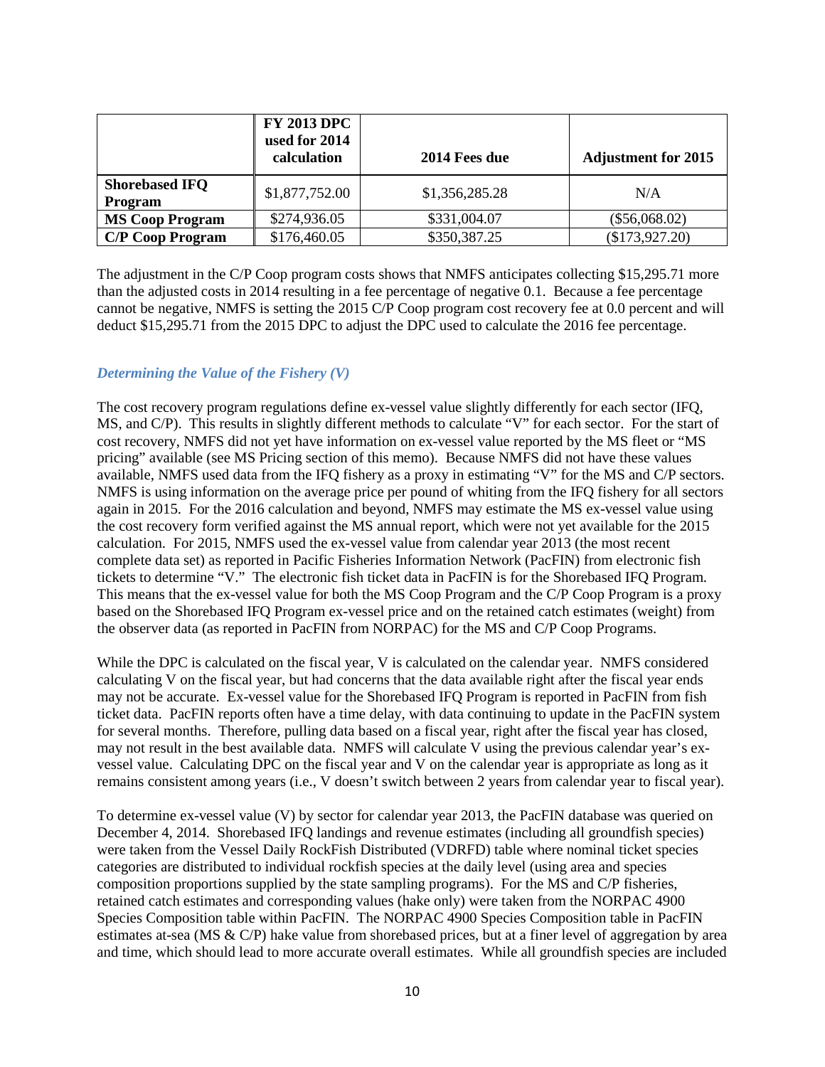| | FY 2013 DPC used for 2014 calculation | 2014 Fees due | Adjustment for 2015 |
|---|---|---|---|
| **Shorebased IFQ Program** | $1,877,752.00 | $1,356,285.28 | N/A |
| **MS Coop Program** | $274,936.05 | $331,004.07 | ($56,068.02) |
| **C/P Coop Program** | $176,460.05 | $350,387.25 | ($173,927.20) |

The adjustment in the C/P Coop program costs shows that NMFS anticipates collecting $15,295.71 more than the adjusted costs in 2014 resulting in a fee percentage of negative 0.1. Because a fee percentage cannot be negative, NMFS is setting the 2015 C/P Coop program cost recovery fee at 0.0 percent and will deduct $15,295.71 from the 2015 DPC to adjust the DPC used to calculate the 2016 fee percentage.

### *Determining the Value of the Fishery (V)*

The cost recovery program regulations define ex-vessel value slightly differently for each sector (IFQ, MS, and C/P). This results in slightly different methods to calculate "V" for each sector. For the start of cost recovery, NMFS did not yet have information on ex-vessel value reported by the MS fleet or "MS pricing" available (see MS Pricing section of this memo). Because NMFS did not have these values available, NMFS used data from the IFQ fishery as a proxy in estimating "V" for the MS and C/P sectors. NMFS is using information on the average price per pound of whiting from the IFQ fishery for all sectors again in 2015. For the 2016 calculation and beyond, NMFS may estimate the MS ex-vessel value using the cost recovery form verified against the MS annual report, which were not yet available for the 2015 calculation. For 2015, NMFS used the ex-vessel value from calendar year 2013 (the most recent complete data set) as reported in Pacific Fisheries Information Network (PacFIN) from electronic fish tickets to determine "V." The electronic fish ticket data in PacFIN is for the Shorebased IFQ Program. This means that the ex-vessel value for both the MS Coop Program and the C/P Coop Program is a proxy based on the Shorebased IFQ Program ex-vessel price and on the retained catch estimates (weight) from the observer data (as reported in PacFIN from NORPAC) for the MS and C/P Coop Programs.

While the DPC is calculated on the fiscal year, V is calculated on the calendar year. NMFS considered calculating V on the fiscal year, but had concerns that the data available right after the fiscal year ends may not be accurate. Ex-vessel value for the Shorebased IFQ Program is reported in PacFIN from fish ticket data. PacFIN reports often have a time delay, with data continuing to update in the PacFIN system for several months. Therefore, pulling data based on a fiscal year, right after the fiscal year has closed, may not result in the best available data. NMFS will calculate V using the previous calendar year's ex-vessel value. Calculating DPC on the fiscal year and V on the calendar year is appropriate as long as it remains consistent among years (i.e., V doesn't switch between 2 years from calendar year to fiscal year).

To determine ex-vessel value (V) by sector for calendar year 2013, the PacFIN database was queried on December 4, 2014. Shorebased IFQ landings and revenue estimates (including all groundfish species) were taken from the Vessel Daily RockFish Distributed (VDRFD) table where nominal ticket species categories are distributed to individual rockfish species at the daily level (using area and species composition proportions supplied by the state sampling programs). For the MS and C/P fisheries, retained catch estimates and corresponding values (hake only) were taken from the NORPAC 4900 Species Composition table within PacFIN. The NORPAC 4900 Species Composition table in PacFIN estimates at-sea (MS & C/P) hake value from shorebased prices, but at a finer level of aggregation by area and time, which should lead to more accurate overall estimates. While all groundfish species are included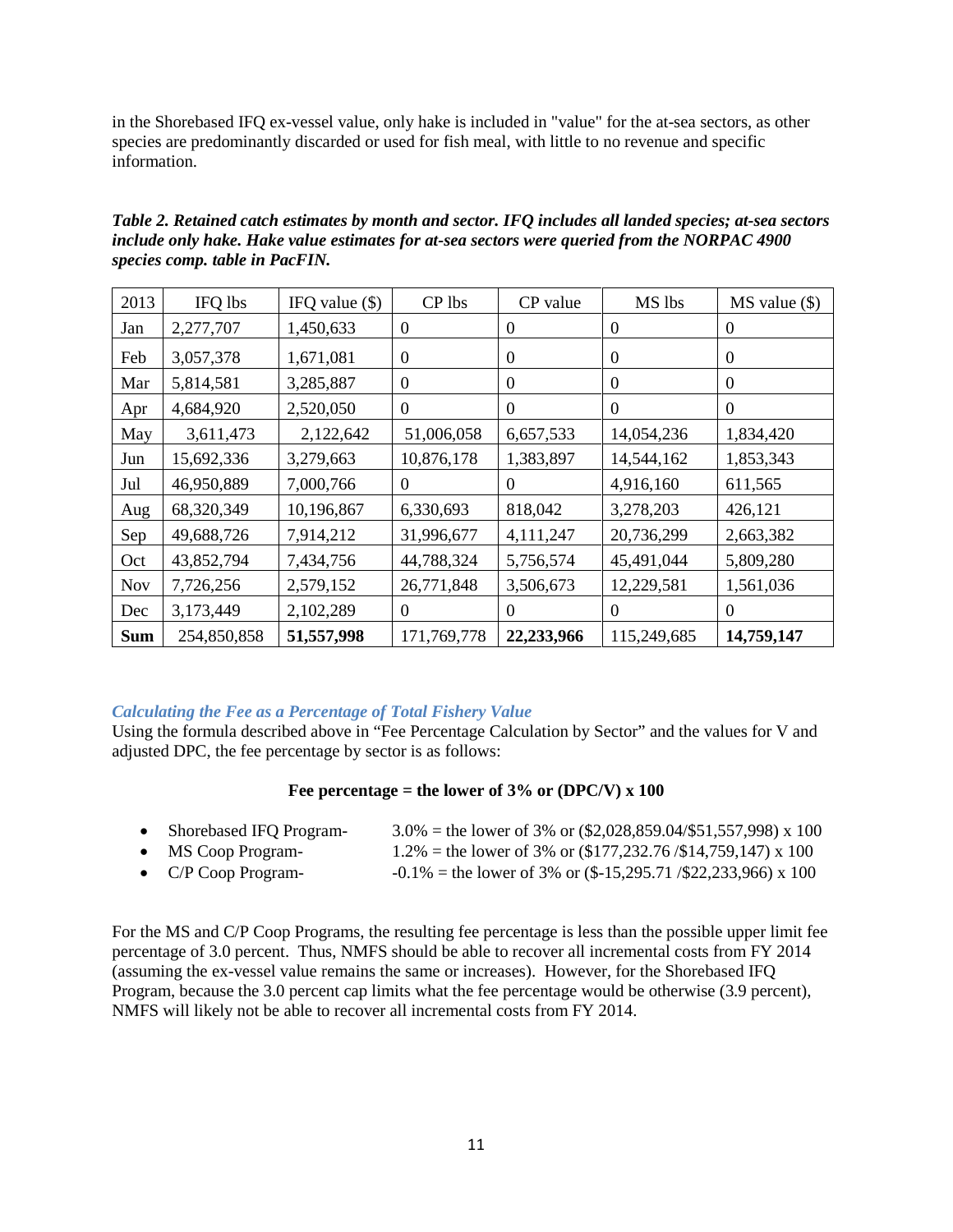in the Shorebased IFQ ex-vessel value, only hake is included in "value" for the at-sea sectors, as other species are predominantly discarded or used for fish meal, with little to no revenue and specific information.

***Table 2. Retained catch estimates by month and sector. IFQ includes all landed species; at-sea sectors include only hake. Hake value estimates for at-sea sectors were queried from the NORPAC 4900 species comp. table in PacFIN.***

| 2013 | IFQ lbs | IFQ value ($) | CP lbs | CP value | MS lbs | MS value ($) |
|---|---|---|---|---|---|---|
| Jan | 2,277,707 | 1,450,633 | 0 | 0 | 0 | 0 |
| Feb | 3,057,378 | 1,671,081 | 0 | 0 | 0 | 0 |
| Mar | 5,814,581 | 3,285,887 | 0 | 0 | 0 | 0 |
| Apr | 4,684,920 | 2,520,050 | 0 | 0 | 0 | 0 |
| May | 3,611,473 | 2,122,642 | 51,006,058 | 6,657,533 | 14,054,236 | 1,834,420 |
| Jun | 15,692,336 | 3,279,663 | 10,876,178 | 1,383,897 | 14,544,162 | 1,853,343 |
| Jul | 46,950,889 | 7,000,766 | 0 | 0 | 4,916,160 | 611,565 |
| Aug | 68,320,349 | 10,196,867 | 6,330,693 | 818,042 | 3,278,203 | 426,121 |
| Sep | 49,688,726 | 7,914,212 | 31,996,677 | 4,111,247 | 20,736,299 | 2,663,382 |
| Oct | 43,852,794 | 7,434,756 | 44,788,324 | 5,756,574 | 45,491,044 | 5,809,280 |
| Nov | 7,726,256 | 2,579,152 | 26,771,848 | 3,506,673 | 12,229,581 | 1,561,036 |
| Dec | 3,173,449 | 2,102,289 | 0 | 0 | 0 | 0 |
| **Sum** | 254,850,858 | **51,557,998** | 171,769,778 | **22,233,966** | 115,249,685 | **14,759,147** |

### *Calculating the Fee as a Percentage of Total Fishery Value*

Using the formula described above in "Fee Percentage Calculation by Sector" and the values for V and adjusted DPC, the fee percentage by sector is as follows:

**Fee percentage = the lower of 3% or (DPC/V) x 100**

- Shorebased IFQ Program- 3.0% = the lower of 3% or ($2,028,859.04/$51,557,998) x 100
- MS Coop Program- 1.2% = the lower of 3% or ($177,232.76 /$14,759,147) x 100
- C/P Coop Program- -0.1% = the lower of 3% or ($-15,295.71 /$22,233,966) x 100

For the MS and C/P Coop Programs, the resulting fee percentage is less than the possible upper limit fee percentage of 3.0 percent. Thus, NMFS should be able to recover all incremental costs from FY 2014 (assuming the ex-vessel value remains the same or increases). However, for the Shorebased IFQ Program, because the 3.0 percent cap limits what the fee percentage would be otherwise (3.9 percent), NMFS will likely not be able to recover all incremental costs from FY 2014.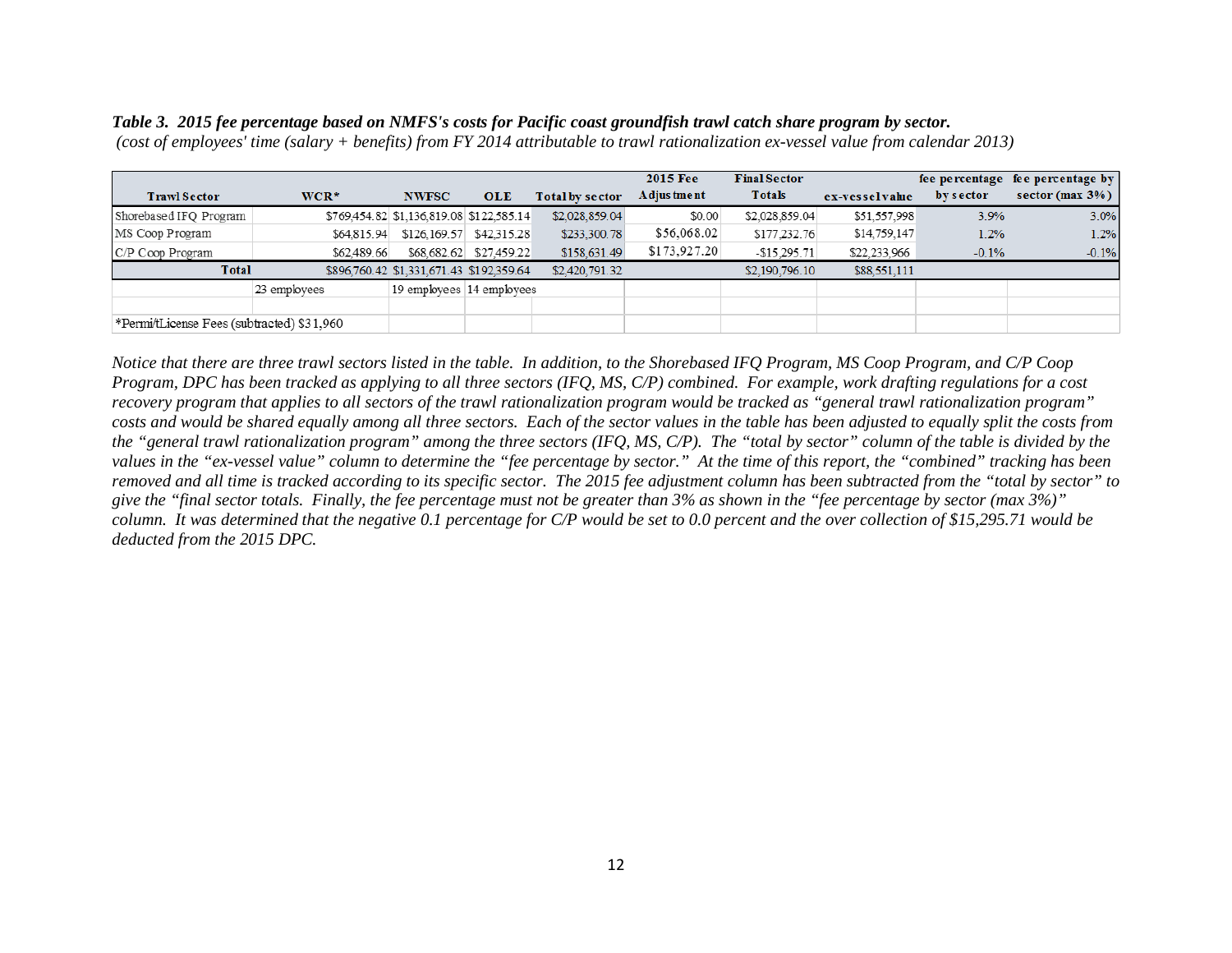***Table 3. 2015 fee percentage based on NMFS's costs for Pacific coast groundfish trawl catch share program by sector.***
*(cost of employees' time (salary + benefits) from FY 2014 attributable to trawl rationalization ex-vessel value from calendar 2013)*

| Trawl Sector | WCR* | NWFSC | OLE | Total by sector | 2015 Fee Adjustment | Final Sector Totals | ex-vessel value | fee percentage by sector | fee percentage by sector (max 3%) |
|---|---|---|---|---|---|---|---|---|---|
| Shorebased IFQ Program | $769,454.82 | $1,136,819.08 | $122,585.14 | $2,028,859.04 | $0.00 | $2,028,859.04 | $51,557,998 | 3.9% | 3.0% |
| MS Coop Program | $64,815.94 | $126,169.57 | $42,315.28 | $233,300.78 | $56,068.02 | $177,232.76 | $14,759,147 | 1.2% | 1.2% |
| C/P Coop Program | $62,489.66 | $68,682.62 | $27,459.22 | $158,631.49 | $173,927.20 | -$15,295.71 | $22,233,966 | -0.1% | -0.1% |
| **Total** | $896,760.42 | $1,331,671.43 | $192,359.64 | $2,420,791.32 | | $2,190,796.10 | $88,551,111 | | |
| | 23 employees | 19 employees | 14 employees | | | | | | |
| | | | | | | | | | |
| *Permit/License Fees (subtracted) $31,960 | | | | | | | | | |

*Notice that there are three trawl sectors listed in the table. In addition, to the Shorebased IFQ Program, MS Coop Program, and C/P Coop Program, DPC has been tracked as applying to all three sectors (IFQ, MS, C/P) combined. For example, work drafting regulations for a cost recovery program that applies to all sectors of the trawl rationalization program would be tracked as "general trawl rationalization program" costs and would be shared equally among all three sectors. Each of the sector values in the table has been adjusted to equally split the costs from the "general trawl rationalization program" among the three sectors (IFQ, MS, C/P). The "total by sector" column of the table is divided by the values in the "ex-vessel value" column to determine the "fee percentage by sector." At the time of this report, the "combined" tracking has been removed and all time is tracked according to its specific sector. The 2015 fee adjustment column has been subtracted from the "total by sector" to give the "final sector totals. Finally, the fee percentage must not be greater than 3% as shown in the "fee percentage by sector (max 3%)" column. It was determined that the negative 0.1 percentage for C/P would be set to 0.0 percent and the over collection of $15,295.71 would be deducted from the 2015 DPC.*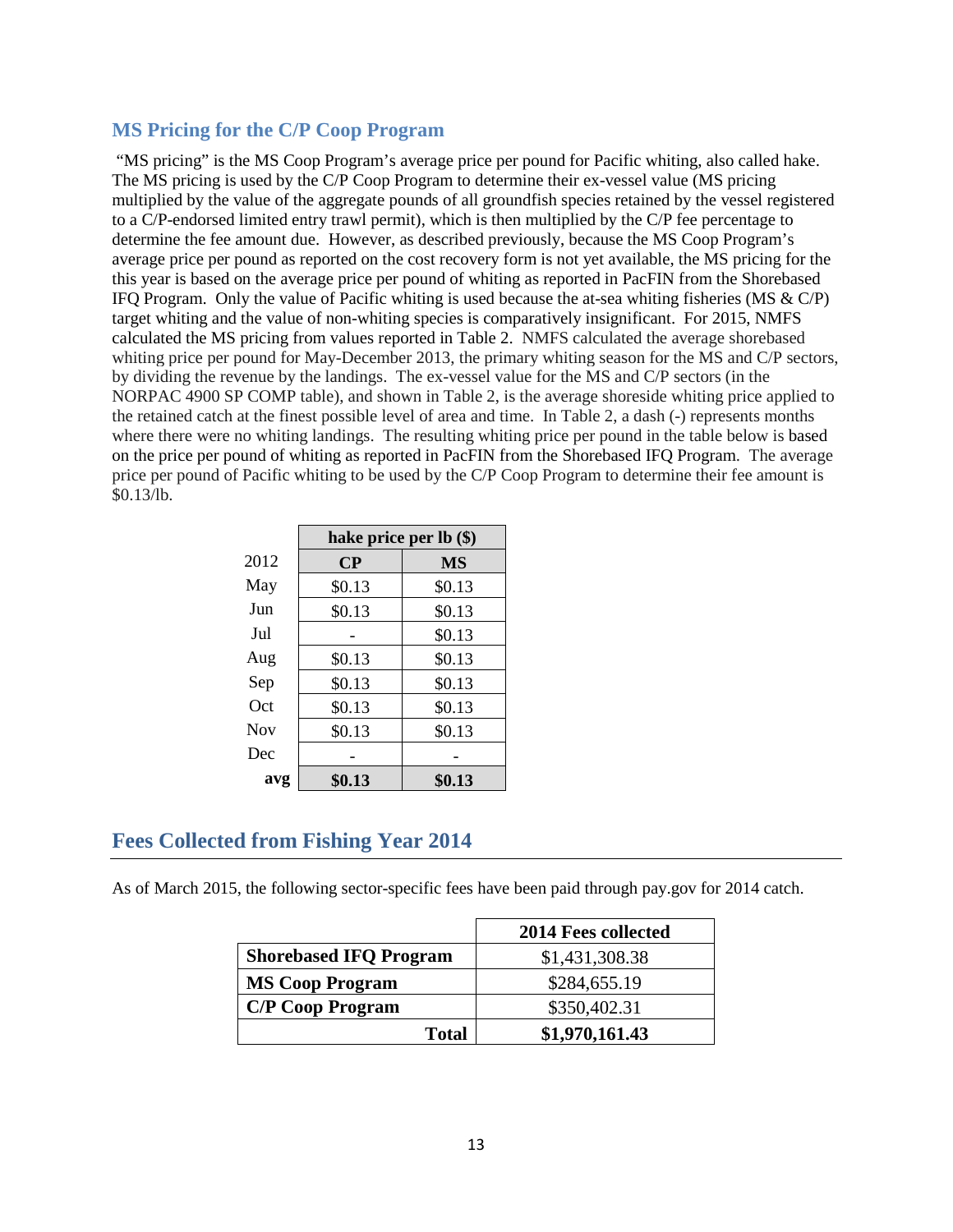## MS Pricing for the C/P Coop Program

"MS pricing" is the MS Coop Program's average price per pound for Pacific whiting, also called hake. The MS pricing is used by the C/P Coop Program to determine their ex-vessel value (MS pricing multiplied by the value of the aggregate pounds of all groundfish species retained by the vessel registered to a C/P-endorsed limited entry trawl permit), which is then multiplied by the C/P fee percentage to determine the fee amount due. However, as described previously, because the MS Coop Program's average price per pound as reported on the cost recovery form is not yet available, the MS pricing for the this year is based on the average price per pound of whiting as reported in PacFIN from the Shorebased IFQ Program. Only the value of Pacific whiting is used because the at-sea whiting fisheries (MS & C/P) target whiting and the value of non-whiting species is comparatively insignificant. For 2015, NMFS calculated the MS pricing from values reported in Table 2. NMFS calculated the average shorebased whiting price per pound for May-December 2013, the primary whiting season for the MS and C/P sectors, by dividing the revenue by the landings. The ex-vessel value for the MS and C/P sectors (in the NORPAC 4900 SP COMP table), and shown in Table 2, is the average shoreside whiting price applied to the retained catch at the finest possible level of area and time. In Table 2, a dash (-) represents months where there were no whiting landings. The resulting whiting price per pound in the table below is based on the price per pound of whiting as reported in PacFIN from the Shorebased IFQ Program. The average price per pound of Pacific whiting to be used by the C/P Coop Program to determine their fee amount is $0.13/lb.

| | hake price per lb ($) | |
|---|---|---|
| 2012 | **CP** | **MS** |
| May | $0.13 | $0.13 |
| Jun | $0.13 | $0.13 |
| Jul | - | $0.13 |
| Aug | $0.13 | $0.13 |
| Sep | $0.13 | $0.13 |
| Oct | $0.13 | $0.13 |
| Nov | $0.13 | $0.13 |
| Dec | - | - |
| **avg** | **$0.13** | **$0.13** |

## Fees Collected from Fishing Year 2014

As of March 2015, the following sector-specific fees have been paid through pay.gov for 2014 catch.

| | 2014 Fees collected |
|---|---|
| **Shorebased IFQ Program** | $1,431,308.38 |
| **MS Coop Program** | $284,655.19 |
| **C/P Coop Program** | $350,402.31 |
| **Total** | **$1,970,161.43** |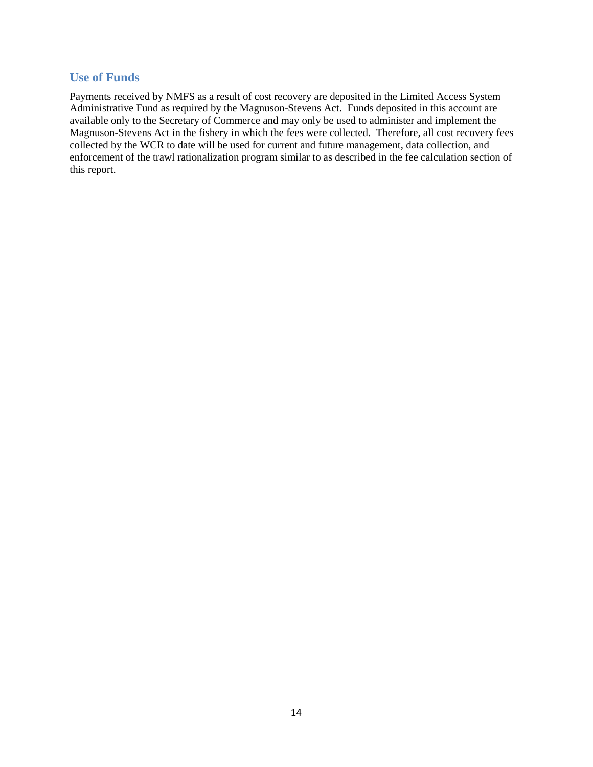## Use of Funds

Payments received by NMFS as a result of cost recovery are deposited in the Limited Access System Administrative Fund as required by the Magnuson-Stevens Act. Funds deposited in this account are available only to the Secretary of Commerce and may only be used to administer and implement the Magnuson-Stevens Act in the fishery in which the fees were collected. Therefore, all cost recovery fees collected by the WCR to date will be used for current and future management, data collection, and enforcement of the trawl rationalization program similar to as described in the fee calculation section of this report.